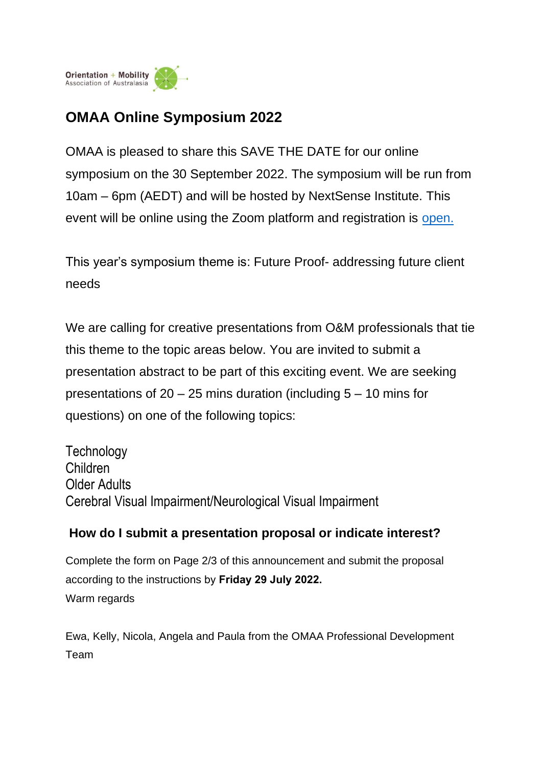Orientation + Mobility
Association of Australasia

# OMAA Online Symposium 2022

OMAA is pleased to share this SAVE THE DATE for our online symposium on the 30 September 2022. The symposium will be run from 10am – 6pm (AEDT) and will be hosted by NextSense Institute. This event will be online using the Zoom platform and registration is open.

This year's symposium theme is: Future Proof- addressing future client needs

We are calling for creative presentations from O&M professionals that tie this theme to the topic areas below. You are invited to submit a presentation abstract to be part of this exciting event. We are seeking presentations of 20 – 25 mins duration (including 5 – 10 mins for questions) on one of the following topics:

Technology
Children
Older Adults
Cerebral Visual Impairment/Neurological Visual Impairment

### How do I submit a presentation proposal or indicate interest?

Complete the form on Page 2/3 of this announcement and submit the proposal according to the instructions by **Friday 29 July 2022.**

Warm regards

Ewa, Kelly, Nicola, Angela and Paula from the OMAA Professional Development Team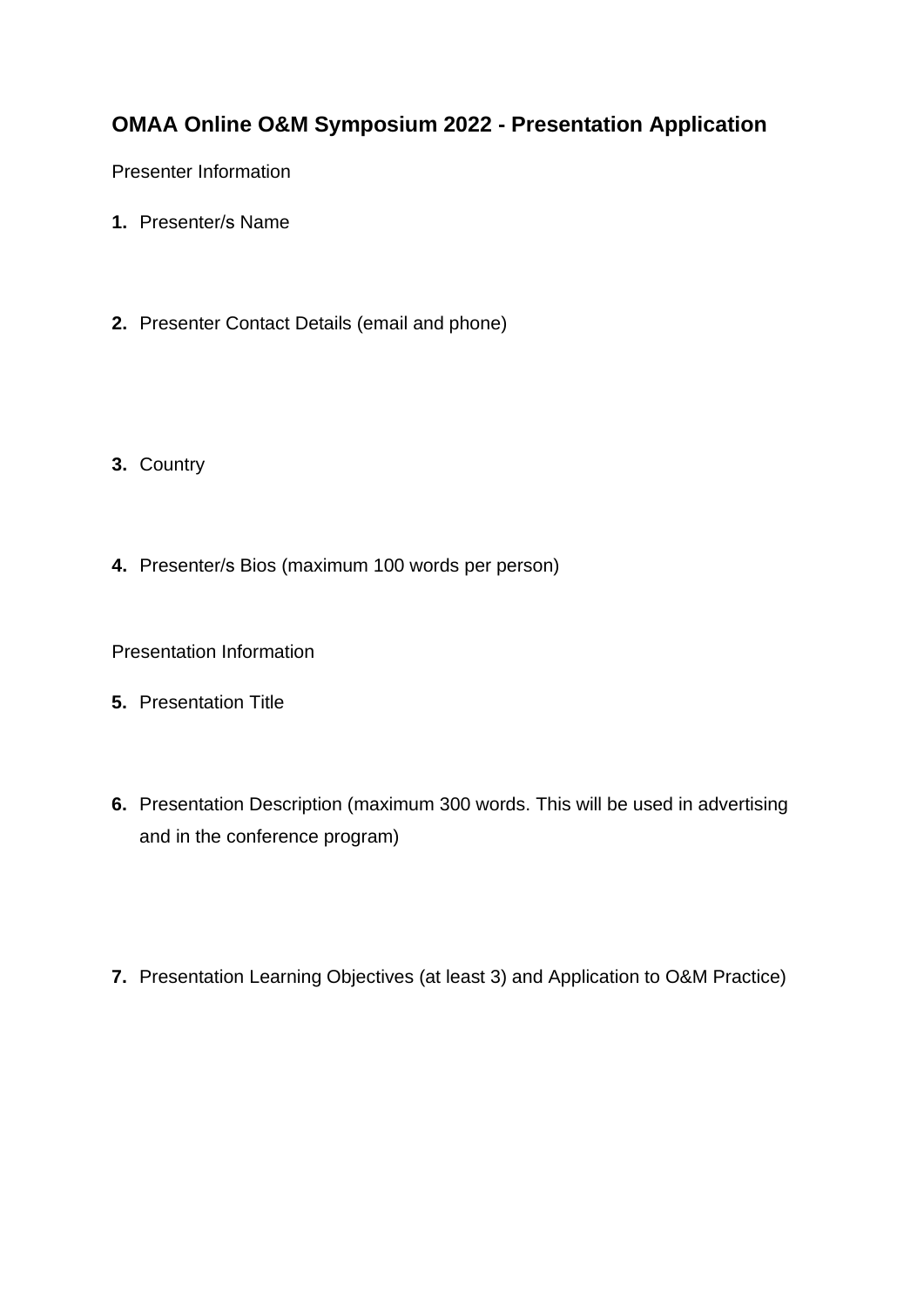## OMAA Online O&M Symposium 2022 - Presentation Application

Presenter Information

1. Presenter/s Name

2. Presenter Contact Details (email and phone)

3. Country

4. Presenter/s Bios (maximum 100 words per person)

Presentation Information

5. Presentation Title

6. Presentation Description (maximum 300 words. This will be used in advertising and in the conference program)

7. Presentation Learning Objectives (at least 3) and Application to O&M Practice)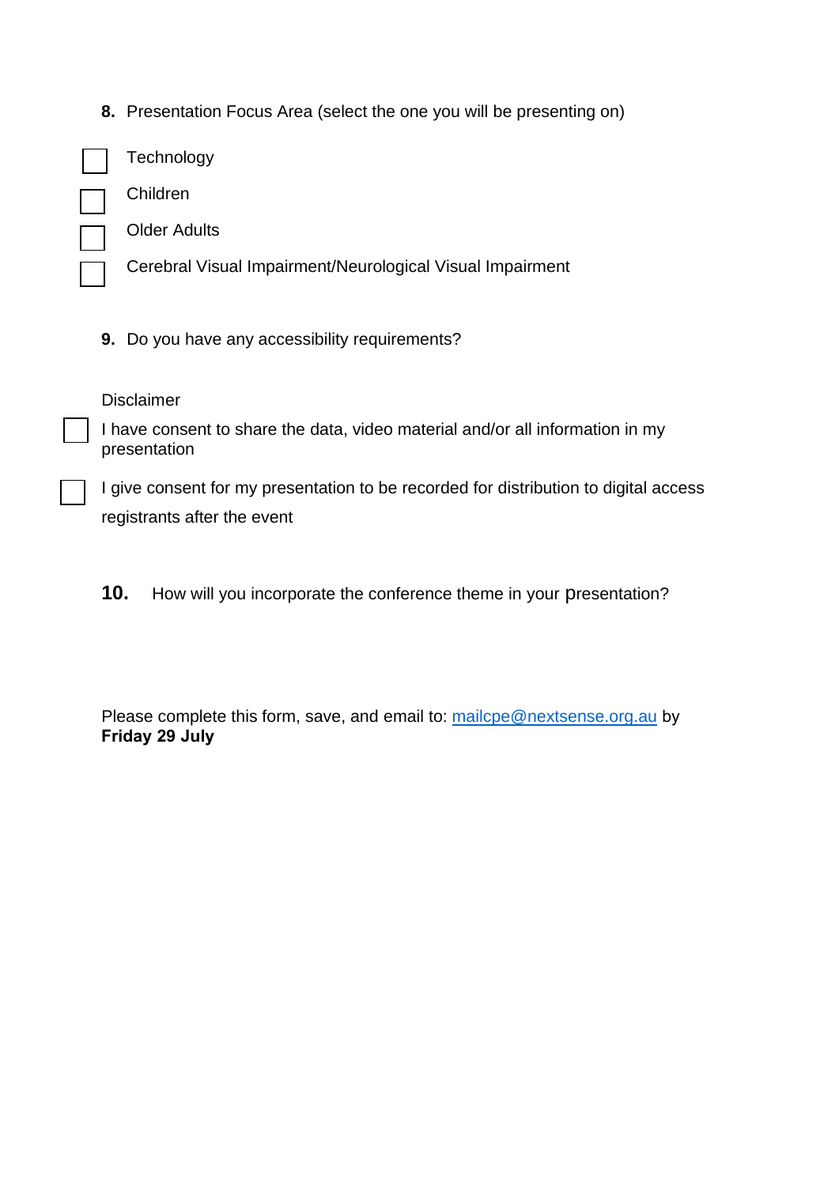**8.** Presentation Focus Area (select the one you will be presenting on)

- ☐ Technology
- ☐ Children
- ☐ Older Adults
- ☐ Cerebral Visual Impairment/Neurological Visual Impairment

**9.** Do you have any accessibility requirements?

Disclaimer

- ☐ I have consent to share the data, video material and/or all information in my presentation
- ☐ I give consent for my presentation to be recorded for distribution to digital access registrants after the event

**10.** How will you incorporate the conference theme in your presentation?

Please complete this form, save, and email to: mailcpe@nextsense.org.au by **Friday 29 July**